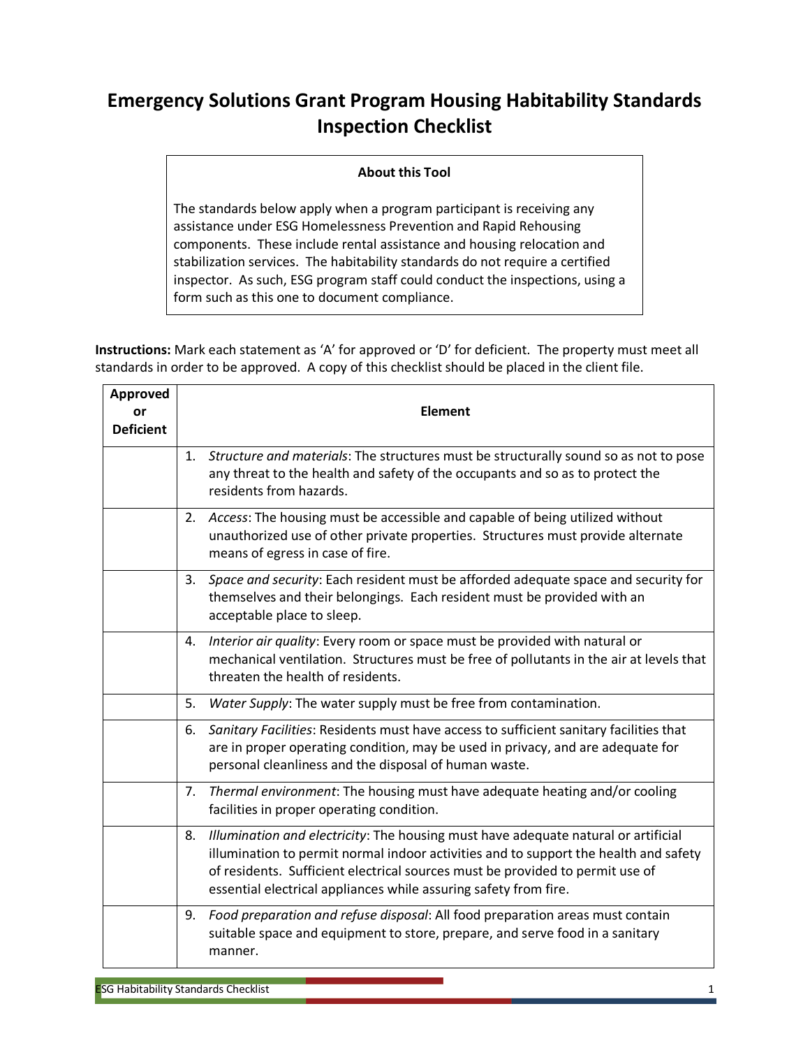# Emergency Solutions Grant Program Housing Habitability Standards Inspection Checklist

**About this Tool**

The standards below apply when a program participant is receiving any assistance under ESG Homelessness Prevention and Rapid Rehousing components. These include rental assistance and housing relocation and stabilization services. The habitability standards do not require a certified inspector. As such, ESG program staff could conduct the inspections, using a form such as this one to document compliance.

**Instructions:** Mark each statement as 'A' for approved or 'D' for deficient. The property must meet all standards in order to be approved. A copy of this checklist should be placed in the client file.

| Approved or Deficient | Element |
| --- | --- |
| | 1. *Structure and materials*: The structures must be structurally sound so as not to pose any threat to the health and safety of the occupants and so as to protect the residents from hazards. |
| | 2. *Access*: The housing must be accessible and capable of being utilized without unauthorized use of other private properties. Structures must provide alternate means of egress in case of fire. |
| | 3. *Space and security*: Each resident must be afforded adequate space and security for themselves and their belongings. Each resident must be provided with an acceptable place to sleep. |
| | 4. *Interior air quality*: Every room or space must be provided with natural or mechanical ventilation. Structures must be free of pollutants in the air at levels that threaten the health of residents. |
| | 5. *Water Supply*: The water supply must be free from contamination. |
| | 6. *Sanitary Facilities*: Residents must have access to sufficient sanitary facilities that are in proper operating condition, may be used in privacy, and are adequate for personal cleanliness and the disposal of human waste. |
| | 7. *Thermal environment*: The housing must have adequate heating and/or cooling facilities in proper operating condition. |
| | 8. *Illumination and electricity*: The housing must have adequate natural or artificial illumination to permit normal indoor activities and to support the health and safety of residents. Sufficient electrical sources must be provided to permit use of essential electrical appliances while assuring safety from fire. |
| | 9. *Food preparation and refuse disposal*: All food preparation areas must contain suitable space and equipment to store, prepare, and serve food in a sanitary manner. |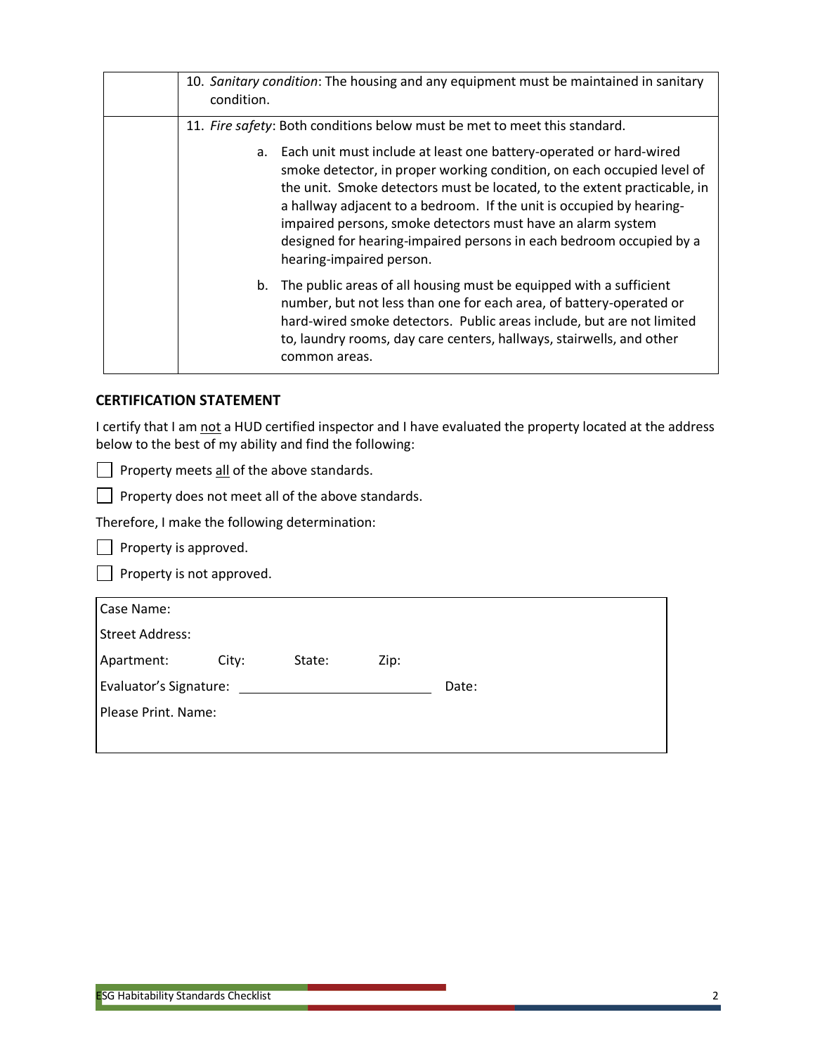| | |
|---|---|
| | 10. *Sanitary condition*: The housing and any equipment must be maintained in sanitary condition. |
| | 11. *Fire safety*: Both conditions below must be met to meet this standard.<br><br>a. Each unit must include at least one battery-operated or hard-wired smoke detector, in proper working condition, on each occupied level of the unit. Smoke detectors must be located, to the extent practicable, in a hallway adjacent to a bedroom. If the unit is occupied by hearing-impaired persons, smoke detectors must have an alarm system designed for hearing-impaired persons in each bedroom occupied by a hearing-impaired person.<br><br>b. The public areas of all housing must be equipped with a sufficient number, but not less than one for each area, of battery-operated or hard-wired smoke detectors. Public areas include, but are not limited to, laundry rooms, day care centers, hallways, stairwells, and other common areas. |

## CERTIFICATION STATEMENT

I certify that I am not a HUD certified inspector and I have evaluated the property located at the address below to the best of my ability and find the following:

☐ Property meets all of the above standards.

☐ Property does not meet all of the above standards.

Therefore, I make the following determination:

☐ Property is approved.

☐ Property is not approved.

Case Name:

Street Address:

Apartment: City: State: Zip:

Evaluator's Signature: ______________________ Date:

Please Print. Name: